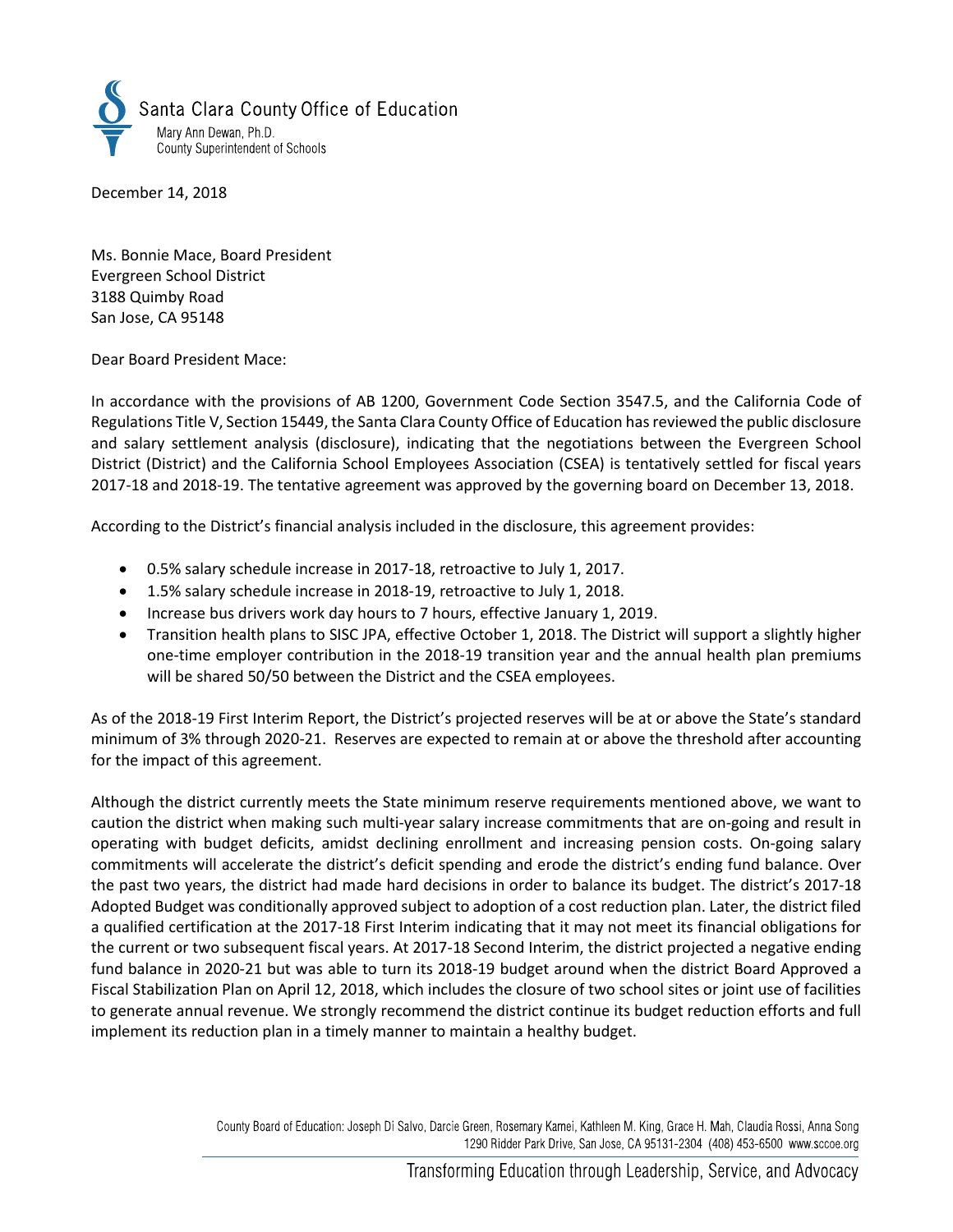Santa Clara County Office of Education

Mary Ann Dewan, Ph.D.
County Superintendent of Schools

December 14, 2018

Ms. Bonnie Mace, Board President
Evergreen School District
3188 Quimby Road
San Jose, CA 95148

Dear Board President Mace:

In accordance with the provisions of AB 1200, Government Code Section 3547.5, and the California Code of Regulations Title V, Section 15449, the Santa Clara County Office of Education has reviewed the public disclosure and salary settlement analysis (disclosure), indicating that the negotiations between the Evergreen School District (District) and the California School Employees Association (CSEA) is tentatively settled for fiscal years 2017-18 and 2018-19. The tentative agreement was approved by the governing board on December 13, 2018.

According to the District's financial analysis included in the disclosure, this agreement provides:

- 0.5% salary schedule increase in 2017-18, retroactive to July 1, 2017.
- 1.5% salary schedule increase in 2018-19, retroactive to July 1, 2018.
- Increase bus drivers work day hours to 7 hours, effective January 1, 2019.
- Transition health plans to SISC JPA, effective October 1, 2018. The District will support a slightly higher one-time employer contribution in the 2018-19 transition year and the annual health plan premiums will be shared 50/50 between the District and the CSEA employees.

As of the 2018-19 First Interim Report, the District's projected reserves will be at or above the State's standard minimum of 3% through 2020-21. Reserves are expected to remain at or above the threshold after accounting for the impact of this agreement.

Although the district currently meets the State minimum reserve requirements mentioned above, we want to caution the district when making such multi-year salary increase commitments that are on-going and result in operating with budget deficits, amidst declining enrollment and increasing pension costs. On-going salary commitments will accelerate the district's deficit spending and erode the district's ending fund balance. Over the past two years, the district had made hard decisions in order to balance its budget. The district's 2017-18 Adopted Budget was conditionally approved subject to adoption of a cost reduction plan. Later, the district filed a qualified certification at the 2017-18 First Interim indicating that it may not meet its financial obligations for the current or two subsequent fiscal years. At 2017-18 Second Interim, the district projected a negative ending fund balance in 2020-21 but was able to turn its 2018-19 budget around when the district Board Approved a Fiscal Stabilization Plan on April 12, 2018, which includes the closure of two school sites or joint use of facilities to generate annual revenue. We strongly recommend the district continue its budget reduction efforts and full implement its reduction plan in a timely manner to maintain a healthy budget.

County Board of Education: Joseph Di Salvo, Darcie Green, Rosemary Kamei, Kathleen M. King, Grace H. Mah, Claudia Rossi, Anna Song
1290 Ridder Park Drive, San Jose, CA 95131-2304 (408) 453-6500 www.sccoe.org

Transforming Education through Leadership, Service, and Advocacy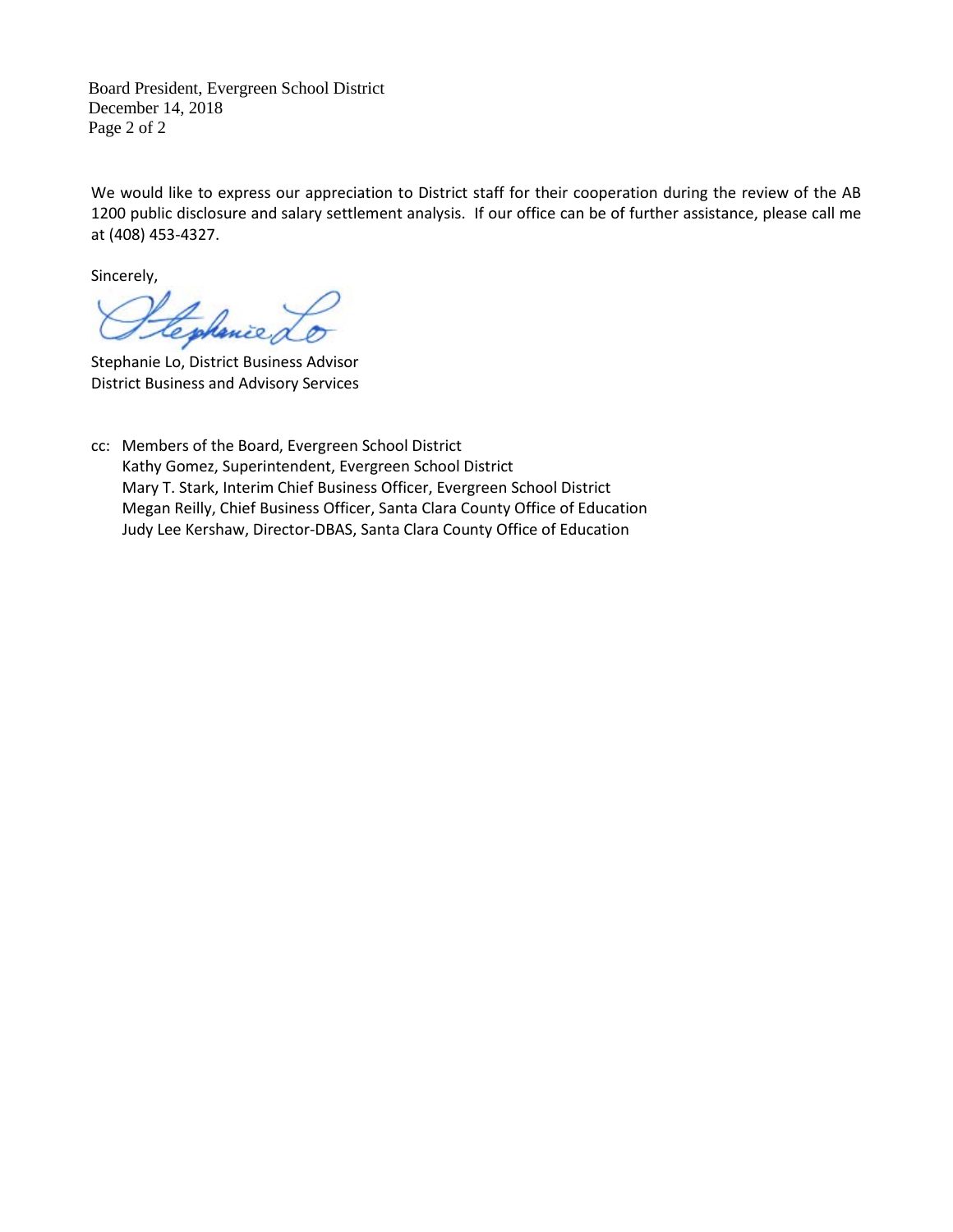We would like to express our appreciation to District staff for their cooperation during the review of the AB 1200 public disclosure and salary settlement analysis. If our office can be of further assistance, please call me at (408) 453-4327.

Sincerely,

Stephanie Lo, District Business Advisor
District Business and Advisory Services

cc: Members of the Board, Evergreen School District
Kathy Gomez, Superintendent, Evergreen School District
Mary T. Stark, Interim Chief Business Officer, Evergreen School District
Megan Reilly, Chief Business Officer, Santa Clara County Office of Education
Judy Lee Kershaw, Director-DBAS, Santa Clara County Office of Education